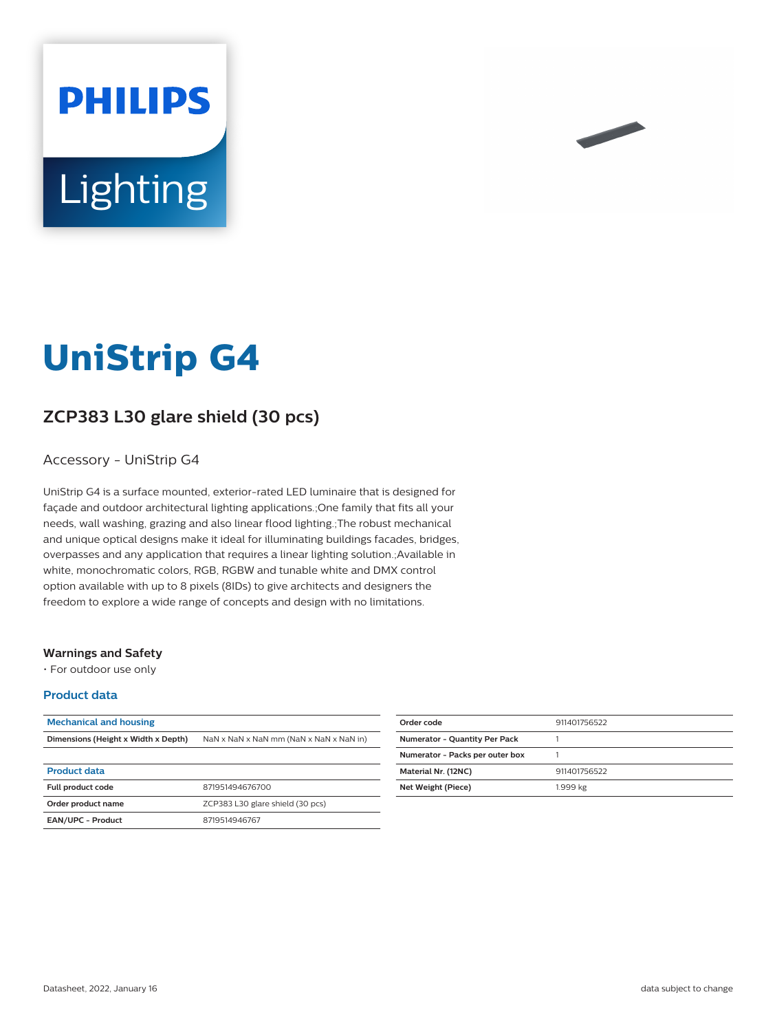PHILIPS

Lighting

# UniStrip G4

## ZCP383 L30 glare shield (30 pcs)

Accessory - UniStrip G4

UniStrip G4 is a surface mounted, exterior-rated LED luminaire that is designed for façade and outdoor architectural lighting applications.;One family that fits all your needs, wall washing, grazing and also linear flood lighting.;The robust mechanical and unique optical designs make it ideal for illuminating buildings facades, bridges, overpasses and any application that requires a linear lighting solution.;Available in white, monochromatic colors, RGB, RGBW and tunable white and DMX control option available with up to 8 pixels (8IDs) to give architects and designers the freedom to explore a wide range of concepts and design with no limitations.

### Warnings and Safety

- For outdoor use only

### Product data

| Mechanical and housing | |
|---|---|
| Dimensions (Height x Width x Depth) | NaN x NaN x NaN mm (NaN x NaN x NaN in) |

| Product data | |
|---|---|
| Full product code | 871951494676700 |
| Order product name | ZCP383 L30 glare shield (30 pcs) |
| EAN/UPC - Product | 8719514946767 |

| Order code | 911401756522 |
|---|---|
| Numerator - Quantity Per Pack | 1 |
| Numerator - Packs per outer box | 1 |
| Material Nr. (12NC) | 911401756522 |
| Net Weight (Piece) | 1.999 kg |

Datasheet, 2022, January 16

data subject to change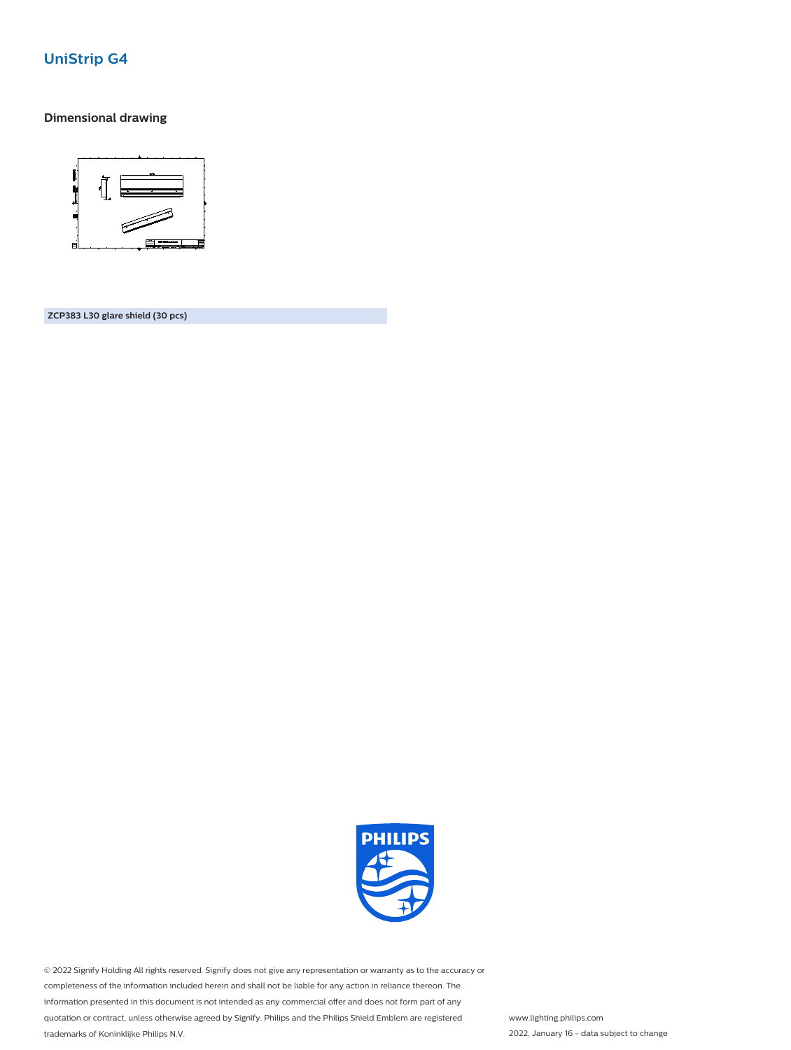## UniStrip G4

### Dimensional drawing

**ZCP383 L30 glare shield (30 pcs)**

© 2022 Signify Holding All rights reserved. Signify does not give any representation or warranty as to the accuracy or completeness of the information included herein and shall not be liable for any action in reliance thereon. The information presented in this document is not intended as any commercial offer and does not form part of any quotation or contract, unless otherwise agreed by Signify. Philips and the Philips Shield Emblem are registered trademarks of Koninklijke Philips N.V.

www.lighting.philips.com

2022, January 16 - data subject to change